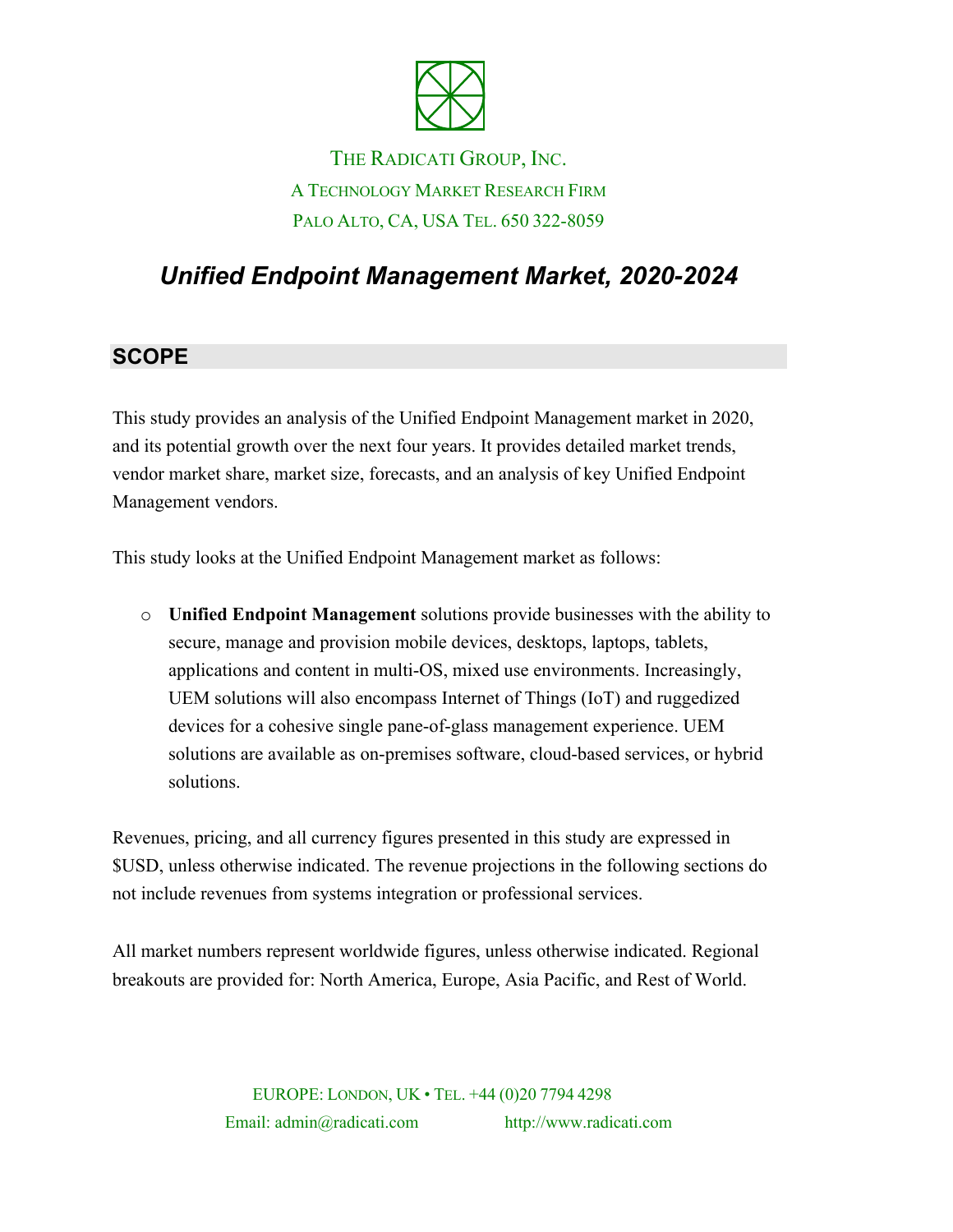THE RADICATI GROUP, INC.

A TECHNOLOGY MARKET RESEARCH FIRM

PALO ALTO, CA, USA TEL. 650 322-8059

# *Unified Endpoint Management Market, 2020-2024*

## SCOPE

This study provides an analysis of the Unified Endpoint Management market in 2020, and its potential growth over the next four years. It provides detailed market trends, vendor market share, market size, forecasts, and an analysis of key Unified Endpoint Management vendors.

This study looks at the Unified Endpoint Management market as follows:

- **Unified Endpoint Management** solutions provide businesses with the ability to secure, manage and provision mobile devices, desktops, laptops, tablets, applications and content in multi-OS, mixed use environments. Increasingly, UEM solutions will also encompass Internet of Things (IoT) and ruggedized devices for a cohesive single pane-of-glass management experience. UEM solutions are available as on-premises software, cloud-based services, or hybrid solutions.

Revenues, pricing, and all currency figures presented in this study are expressed in $USD, unless otherwise indicated. The revenue projections in the following sections do not include revenues from systems integration or professional services.

All market numbers represent worldwide figures, unless otherwise indicated. Regional breakouts are provided for: North America, Europe, Asia Pacific, and Rest of World.

EUROPE: LONDON, UK • TEL. +44 (0)20 7794 4298

Email: admin@radicati.com http://www.radicati.com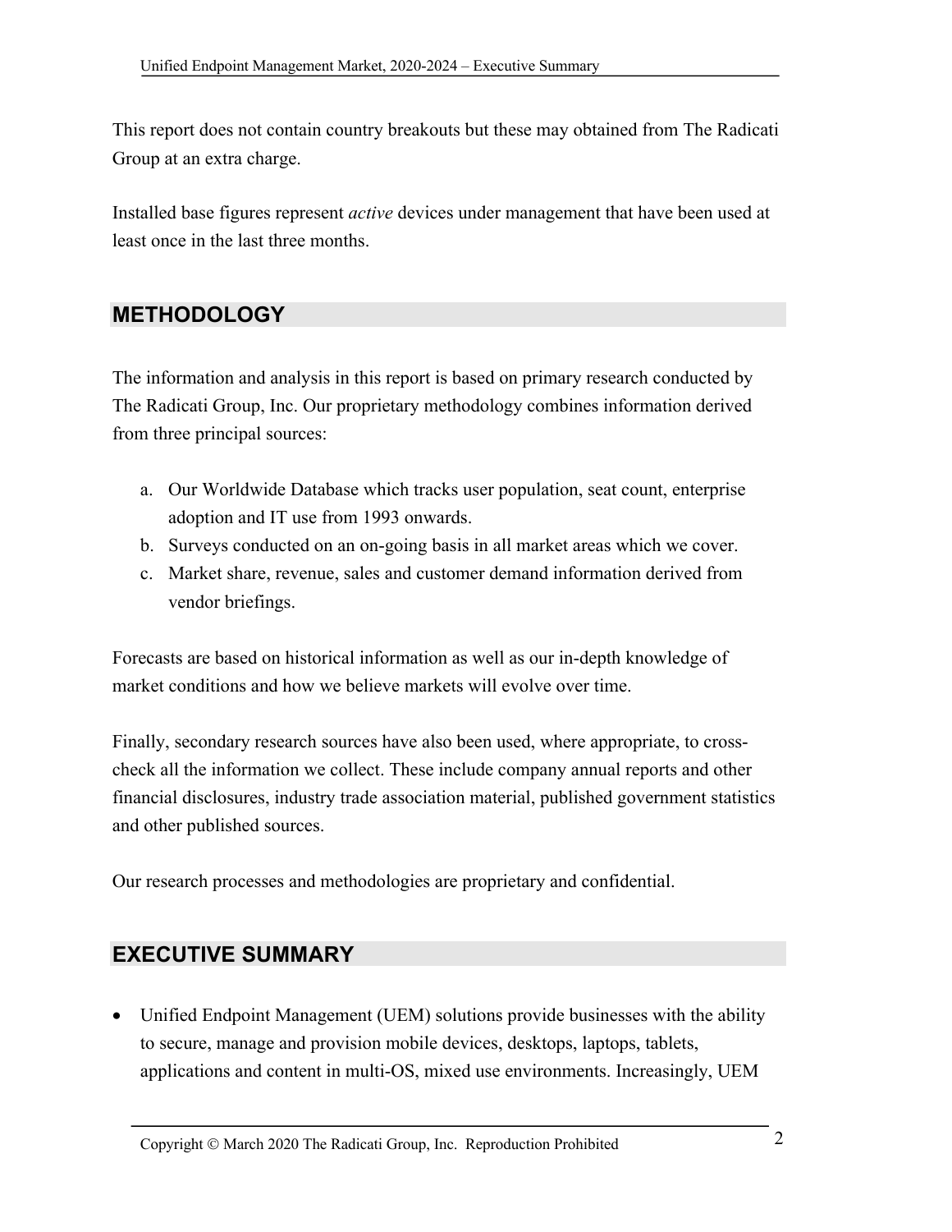This report does not contain country breakouts but these may obtained from The Radicati Group at an extra charge.

Installed base figures represent *active* devices under management that have been used at least once in the last three months.

## METHODOLOGY

The information and analysis in this report is based on primary research conducted by The Radicati Group, Inc. Our proprietary methodology combines information derived from three principal sources:

a. Our Worldwide Database which tracks user population, seat count, enterprise adoption and IT use from 1993 onwards.
b. Surveys conducted on an on-going basis in all market areas which we cover.
c. Market share, revenue, sales and customer demand information derived from vendor briefings.

Forecasts are based on historical information as well as our in-depth knowledge of market conditions and how we believe markets will evolve over time.

Finally, secondary research sources have also been used, where appropriate, to cross-check all the information we collect. These include company annual reports and other financial disclosures, industry trade association material, published government statistics and other published sources.

Our research processes and methodologies are proprietary and confidential.

## EXECUTIVE SUMMARY

- Unified Endpoint Management (UEM) solutions provide businesses with the ability to secure, manage and provision mobile devices, desktops, laptops, tablets, applications and content in multi-OS, mixed use environments. Increasingly, UEM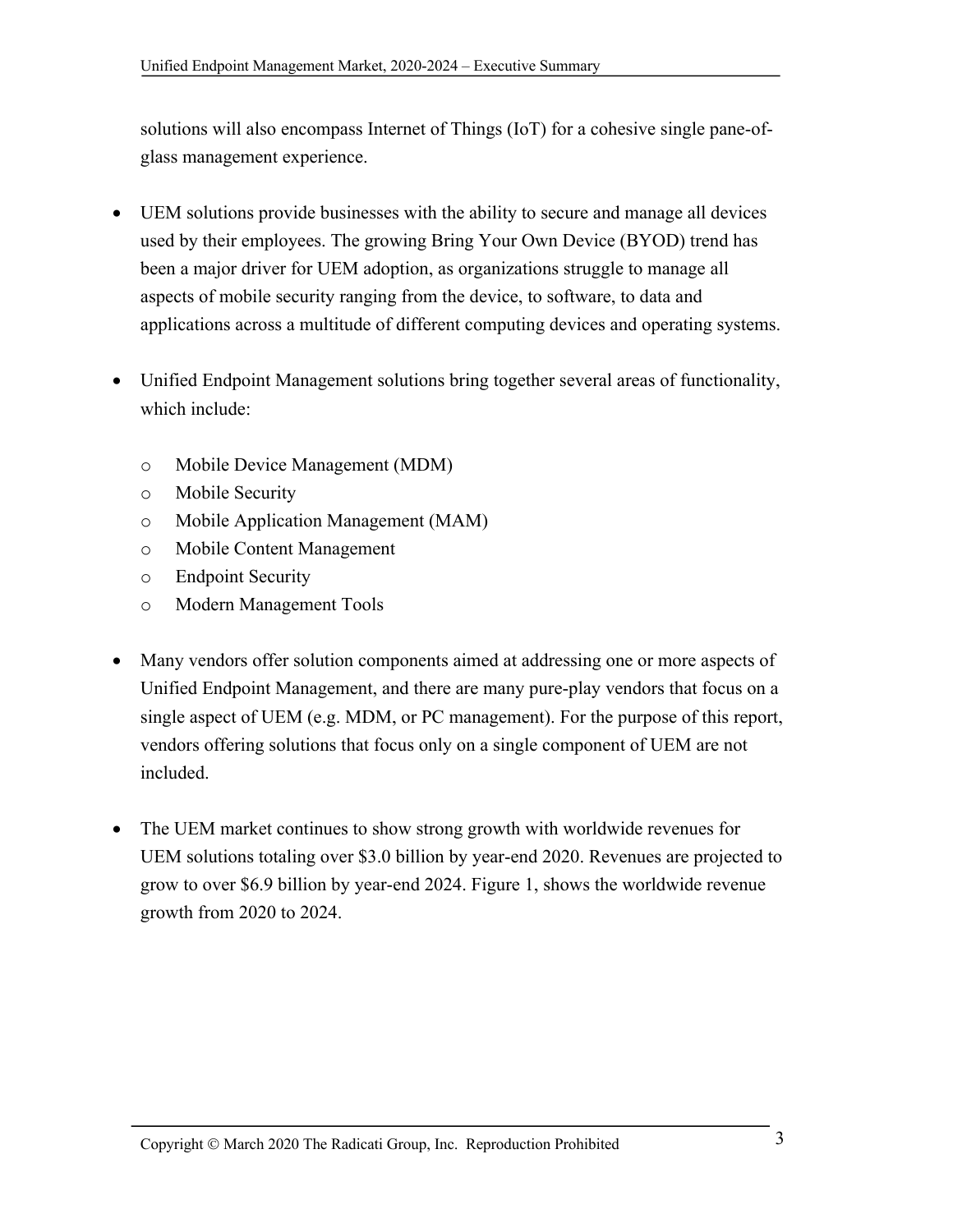solutions will also encompass Internet of Things (IoT) for a cohesive single pane-of-glass management experience.

- UEM solutions provide businesses with the ability to secure and manage all devices used by their employees. The growing Bring Your Own Device (BYOD) trend has been a major driver for UEM adoption, as organizations struggle to manage all aspects of mobile security ranging from the device, to software, to data and applications across a multitude of different computing devices and operating systems.

- Unified Endpoint Management solutions bring together several areas of functionality, which include:

  - Mobile Device Management (MDM)
  - Mobile Security
  - Mobile Application Management (MAM)
  - Mobile Content Management
  - Endpoint Security
  - Modern Management Tools

- Many vendors offer solution components aimed at addressing one or more aspects of Unified Endpoint Management, and there are many pure-play vendors that focus on a single aspect of UEM (e.g. MDM, or PC management). For the purpose of this report, vendors offering solutions that focus only on a single component of UEM are not included.

- The UEM market continues to show strong growth with worldwide revenues for UEM solutions totaling over $3.0 billion by year-end 2020. Revenues are projected to grow to over $6.9 billion by year-end 2024. Figure 1, shows the worldwide revenue growth from 2020 to 2024.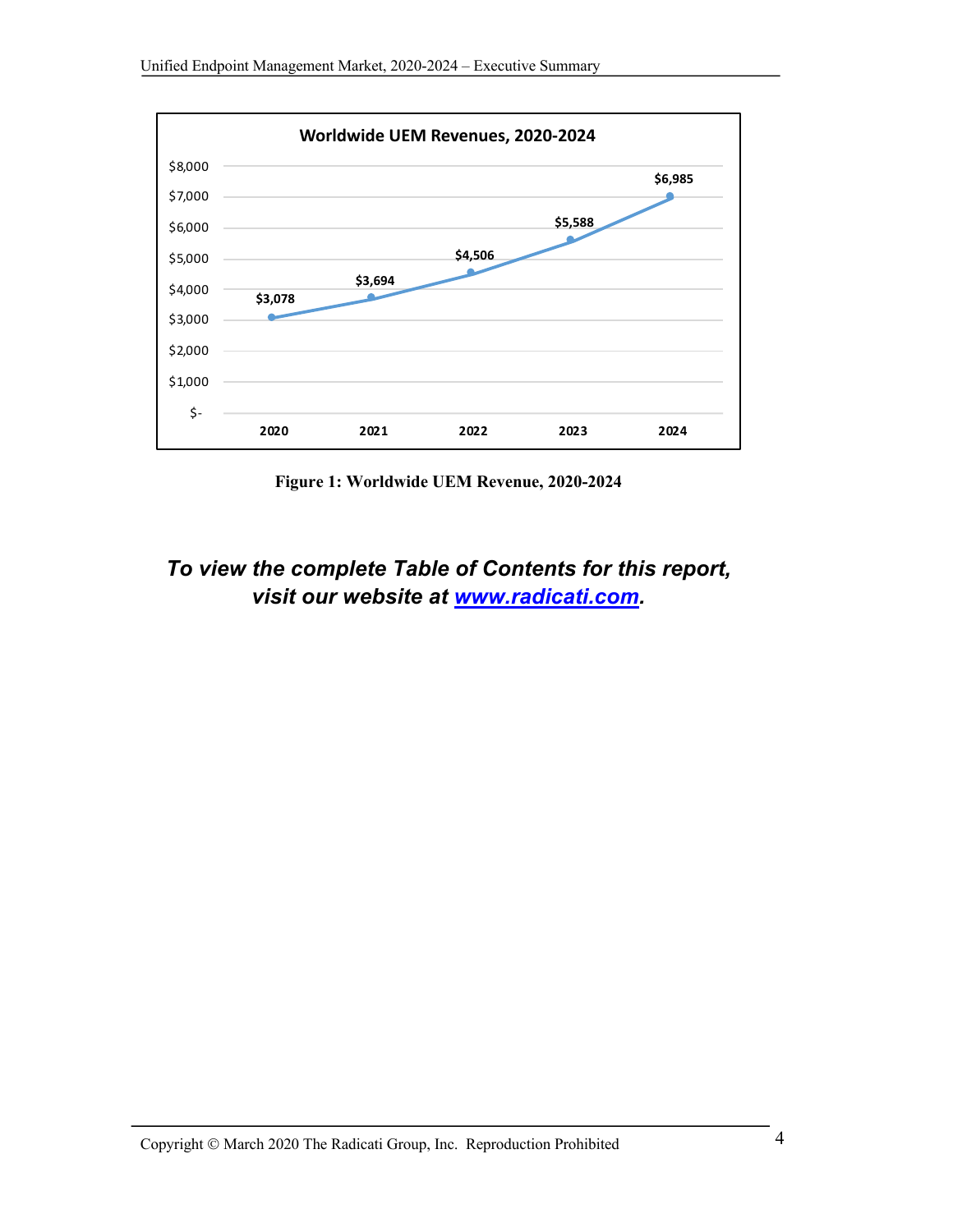Worldwide UEM Revenues, 2020-2024

$8,000
$7,000
$6,000
$5,000
$4,000
$3,000
$2,000
$1,000
$-

$3,078
$3,694
$4,506
$5,588
$6,985

2020
2021
2022
2023
2024

**Figure 1: Worldwide UEM Revenue, 2020-2024**

***To view the complete Table of Contents for this report, visit our website at [www.radicati.com](http://www.radicati.com).***